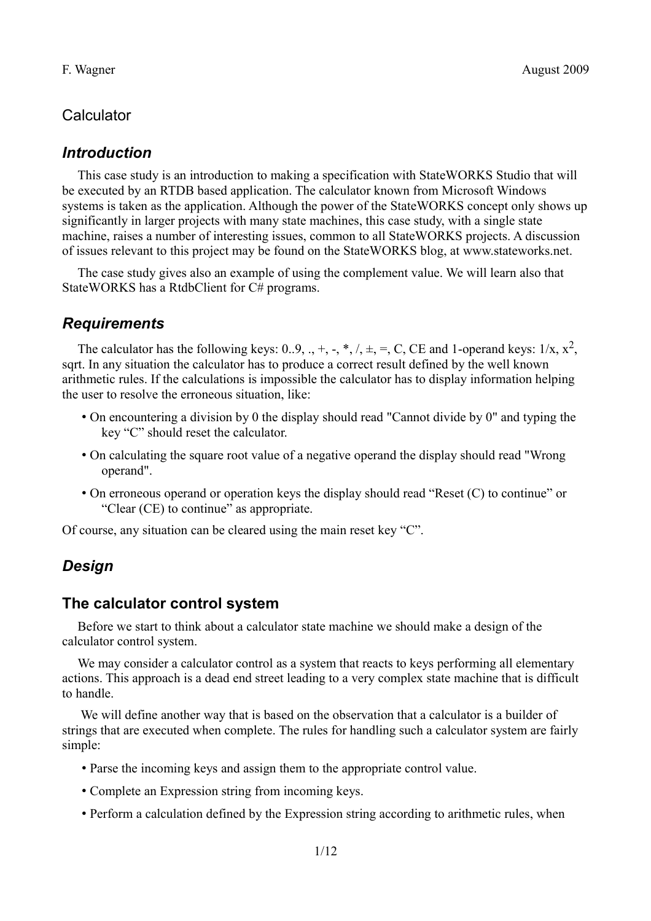F. Wagner August 2009

# Calculator

## *Introduction*

This case study is an introduction to making a specification with StateWORKS Studio that will be executed by an RTDB based application. The calculator known from Microsoft Windows systems is taken as the application. Although the power of the StateWORKS concept only shows up significantly in larger projects with many state machines, this case study, with a single state machine, raises a number of interesting issues, common to all StateWORKS projects. A discussion of issues relevant to this project may be found on the StateWORKS blog, at www.stateworks.net.

The case study gives also an example of using the complement value. We will learn also that StateWORKS has a RtdbClient for C# programs.

## *Requirements*

The calculator has the following keys: 0..9, ., +, -, *, /, ±, =, C, CE and 1-operand keys: 1/x, $x^2$, sqrt. In any situation the calculator has to produce a correct result defined by the well known arithmetic rules. If the calculations is impossible the calculator has to display information helping the user to resolve the erroneous situation, like:

- On encountering a division by 0 the display should read "Cannot divide by 0" and typing the key "C" should reset the calculator.
- On calculating the square root value of a negative operand the display should read "Wrong operand".
- On erroneous operand or operation keys the display should read "Reset (C) to continue" or "Clear (CE) to continue" as appropriate.

Of course, any situation can be cleared using the main reset key "C".

## *Design*

### The calculator control system

Before we start to think about a calculator state machine we should make a design of the calculator control system.

We may consider a calculator control as a system that reacts to keys performing all elementary actions. This approach is a dead end street leading to a very complex state machine that is difficult to handle.

We will define another way that is based on the observation that a calculator is a builder of strings that are executed when complete. The rules for handling such a calculator system are fairly simple:

- Parse the incoming keys and assign them to the appropriate control value.
- Complete an Expression string from incoming keys.
- Perform a calculation defined by the Expression string according to arithmetic rules, when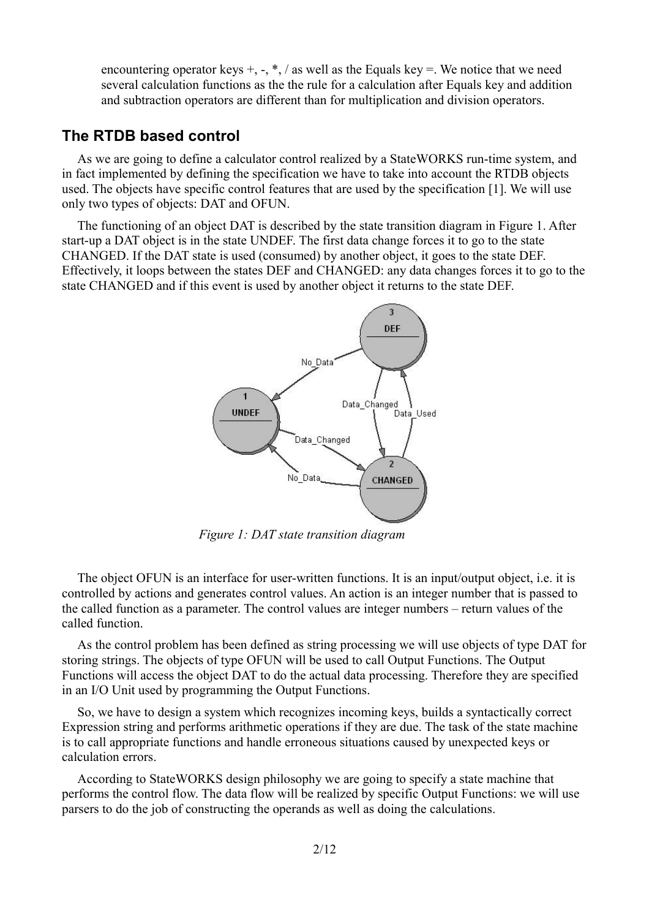encountering operator keys +, -, *, / as well as the Equals key =. We notice that we need several calculation functions as the the rule for a calculation after Equals key and addition and subtraction operators are different than for multiplication and division operators.

## The RTDB based control

As we are going to define a calculator control realized by a StateWORKS run-time system, and in fact implemented by defining the specification we have to take into account the RTDB objects used. The objects have specific control features that are used by the specification [1]. We will use only two types of objects: DAT and OFUN.

The functioning of an object DAT is described by the state transition diagram in Figure 1. After start-up a DAT object is in the state UNDEF. The first data change forces it to go to the state CHANGED. If the DAT state is used (consumed) by another object, it goes to the state DEF. Effectively, it loops between the states DEF and CHANGED: any data changes forces it to go to the state CHANGED and if this event is used by another object it returns to the state DEF.

*Figure 1: DAT state transition diagram*

The object OFUN is an interface for user-written functions. It is an input/output object, i.e. it is controlled by actions and generates control values. An action is an integer number that is passed to the called function as a parameter. The control values are integer numbers – return values of the called function.

As the control problem has been defined as string processing we will use objects of type DAT for storing strings. The objects of type OFUN will be used to call Output Functions. The Output Functions will access the object DAT to do the actual data processing. Therefore they are specified in an I/O Unit used by programming the Output Functions.

So, we have to design a system which recognizes incoming keys, builds a syntactically correct Expression string and performs arithmetic operations if they are due. The task of the state machine is to call appropriate functions and handle erroneous situations caused by unexpected keys or calculation errors.

According to StateWORKS design philosophy we are going to specify a state machine that performs the control flow. The data flow will be realized by specific Output Functions: we will use parsers to do the job of constructing the operands as well as doing the calculations.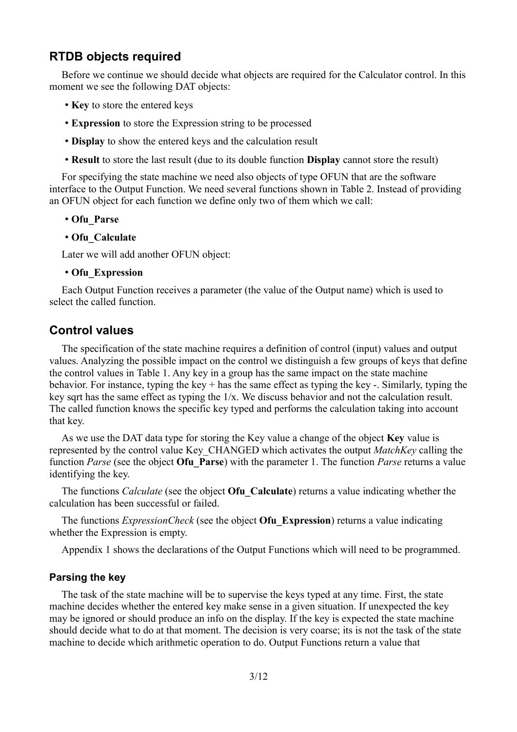## RTDB objects required

Before we continue we should decide what objects are required for the Calculator control. In this moment we see the following DAT objects:

- **Key** to store the entered keys
- **Expression** to store the Expression string to be processed
- **Display** to show the entered keys and the calculation result
- **Result** to store the last result (due to its double function **Display** cannot store the result)

For specifying the state machine we need also objects of type OFUN that are the software interface to the Output Function. We need several functions shown in Table 2. Instead of providing an OFUN object for each function we define only two of them which we call:

- **Ofu_Parse**
- **Ofu_Calculate**

Later we will add another OFUN object:

- **Ofu_Expression**

Each Output Function receives a parameter (the value of the Output name) which is used to select the called function.

## Control values

The specification of the state machine requires a definition of control (input) values and output values. Analyzing the possible impact on the control we distinguish a few groups of keys that define the control values in Table 1. Any key in a group has the same impact on the state machine behavior. For instance, typing the key + has the same effect as typing the key -. Similarly, typing the key sqrt has the same effect as typing the 1/x. We discuss behavior and not the calculation result. The called function knows the specific key typed and performs the calculation taking into account that key.

As we use the DAT data type for storing the Key value a change of the object **Key** value is represented by the control value Key_CHANGED which activates the output *MatchKey* calling the function *Parse* (see the object **Ofu_Parse**) with the parameter 1. The function *Parse* returns a value identifying the key.

The functions *Calculate* (see the object **Ofu_Calculate**) returns a value indicating whether the calculation has been successful or failed.

The functions *ExpressionCheck* (see the object **Ofu_Expression**) returns a value indicating whether the Expression is empty.

Appendix 1 shows the declarations of the Output Functions which will need to be programmed.

### Parsing the key

The task of the state machine will be to supervise the keys typed at any time. First, the state machine decides whether the entered key make sense in a given situation. If unexpected the key may be ignored or should produce an info on the display. If the key is expected the state machine should decide what to do at that moment. The decision is very coarse; its is not the task of the state machine to decide which arithmetic operation to do. Output Functions return a value that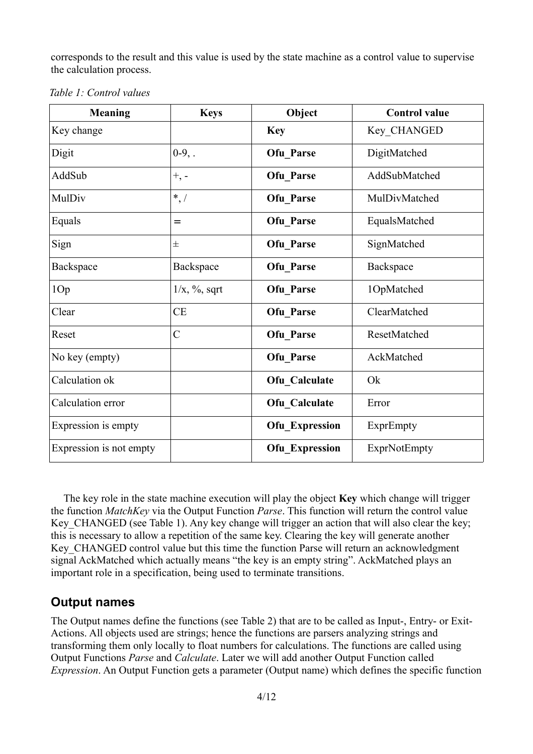corresponds to the result and this value is used by the state machine as a control value to supervise the calculation process.

*Table 1: Control values*

| Meaning | Keys | Object | Control value |
|---|---|---|---|
| Key change | | **Key** | Key_CHANGED |
| Digit | 0-9, . | **Ofu_Parse** | DigitMatched |
| AddSub | +, - | **Ofu_Parse** | AddSubMatched |
| MulDiv | *, / | **Ofu_Parse** | MulDivMatched |
| Equals | = | **Ofu_Parse** | EqualsMatched |
| Sign | ± | **Ofu_Parse** | SignMatched |
| Backspace | Backspace | **Ofu_Parse** | Backspace |
| 1Op | 1/x, %, sqrt | **Ofu_Parse** | 1OpMatched |
| Clear | CE | **Ofu_Parse** | ClearMatched |
| Reset | C | **Ofu_Parse** | ResetMatched |
| No key (empty) | | **Ofu_Parse** | AckMatched |
| Calculation ok | | **Ofu_Calculate** | Ok |
| Calculation error | | **Ofu_Calculate** | Error |
| Expression is empty | | **Ofu_Expression** | ExprEmpty |
| Expression is not empty | | **Ofu_Expression** | ExprNotEmpty |

The key role in the state machine execution will play the object **Key** which change will trigger the function *MatchKey* via the Output Function *Parse*. This function will return the control value Key_CHANGED (see Table 1). Any key change will trigger an action that will also clear the key; this is necessary to allow a repetition of the same key. Clearing the key will generate another Key_CHANGED control value but this time the function Parse will return an acknowledgment signal AckMatched which actually means "the key is an empty string". AckMatched plays an important role in a specification, being used to terminate transitions.

## Output names

The Output names define the functions (see Table 2) that are to be called as Input-, Entry- or Exit-Actions. All objects used are strings; hence the functions are parsers analyzing strings and transforming them only locally to float numbers for calculations. The functions are called using Output Functions *Parse* and *Calculate*. Later we will add another Output Function called *Expression*. An Output Function gets a parameter (Output name) which defines the specific function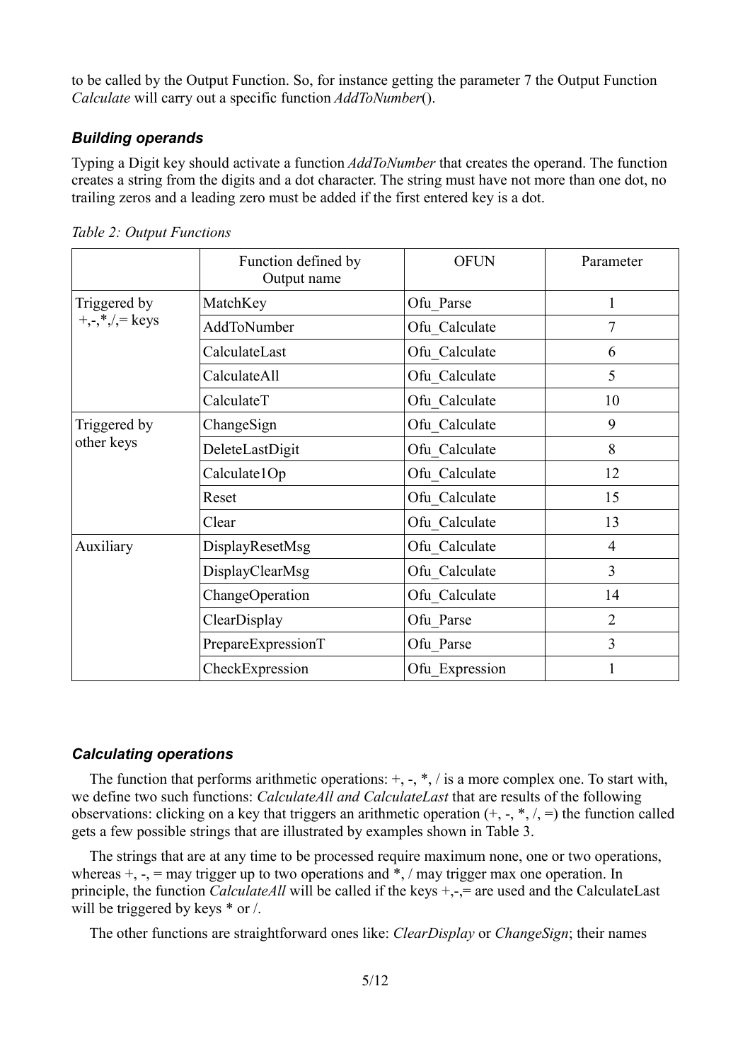to be called by the Output Function. So, for instance getting the parameter 7 the Output Function *Calculate* will carry out a specific function *AddToNumber*().

### *Building operands*

Typing a Digit key should activate a function *AddToNumber* that creates the operand. The function creates a string from the digits and a dot character. The string must have not more than one dot, no trailing zeros and a leading zero must be added if the first entered key is a dot.

*Table 2: Output Functions*

| | Function defined by Output name | OFUN | Parameter |
|---|---|---|---|
| Triggered by +,-,*,/,= keys | MatchKey | Ofu_Parse | 1 |
| | AddToNumber | Ofu_Calculate | 7 |
| | CalculateLast | Ofu_Calculate | 6 |
| | CalculateAll | Ofu_Calculate | 5 |
| | CalculateT | Ofu_Calculate | 10 |
| Triggered by other keys | ChangeSign | Ofu_Calculate | 9 |
| | DeleteLastDigit | Ofu_Calculate | 8 |
| | Calculate1Op | Ofu_Calculate | 12 |
| | Reset | Ofu_Calculate | 15 |
| | Clear | Ofu_Calculate | 13 |
| Auxiliary | DisplayResetMsg | Ofu_Calculate | 4 |
| | DisplayClearMsg | Ofu_Calculate | 3 |
| | ChangeOperation | Ofu_Calculate | 14 |
| | ClearDisplay | Ofu_Parse | 2 |
| | PrepareExpressionT | Ofu_Parse | 3 |
| | CheckExpression | Ofu_Expression | 1 |

### *Calculating operations*

The function that performs arithmetic operations: +, -, *, / is a more complex one. To start with, we define two such functions: *CalculateAll and CalculateLast* that are results of the following observations: clicking on a key that triggers an arithmetic operation (+, -, *, /, =) the function called gets a few possible strings that are illustrated by examples shown in Table 3.

The strings that are at any time to be processed require maximum none, one or two operations, whereas +, -, = may trigger up to two operations and *, / may trigger max one operation. In principle, the function *CalculateAll* will be called if the keys +,-,= are used and the CalculateLast will be triggered by keys * or /.

The other functions are straightforward ones like: *ClearDisplay* or *ChangeSign*; their names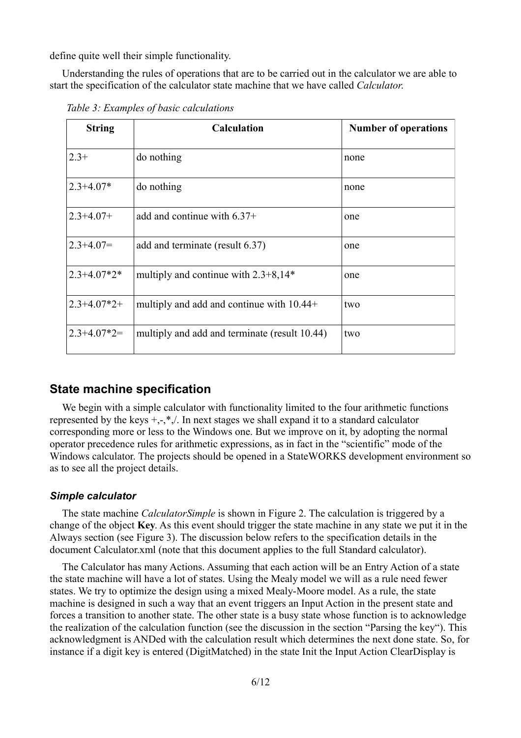define quite well their simple functionality.

Understanding the rules of operations that are to be carried out in the calculator we are able to start the specification of the calculator state machine that we have called *Calculator*.

*Table 3: Examples of basic calculations*

| String | Calculation | Number of operations |
|---|---|---|
| 2.3+ | do nothing | none |
| 2.3+4.07* | do nothing | none |
| 2.3+4.07+ | add and continue with 6.37+ | one |
| 2.3+4.07= | add and terminate (result 6.37) | one |
| 2.3+4.07*2* | multiply and continue with 2.3+8,14* | one |
| 2.3+4.07*2+ | multiply and add and continue with 10.44+ | two |
| 2.3+4.07*2= | multiply and add and terminate (result 10.44) | two |

## State machine specification

We begin with a simple calculator with functionality limited to the four arithmetic functions represented by the keys +,-,*,/. In next stages we shall expand it to a standard calculator corresponding more or less to the Windows one. But we improve on it, by adopting the normal operator precedence rules for arithmetic expressions, as in fact in the "scientific" mode of the Windows calculator. The projects should be opened in a StateWORKS development environment so as to see all the project details.

### *Simple calculator*

The state machine *CalculatorSimple* is shown in Figure 2. The calculation is triggered by a change of the object **Key**. As this event should trigger the state machine in any state we put it in the Always section (see Figure 3). The discussion below refers to the specification details in the document Calculator.xml (note that this document applies to the full Standard calculator).

The Calculator has many Actions. Assuming that each action will be an Entry Action of a state the state machine will have a lot of states. Using the Mealy model we will as a rule need fewer states. We try to optimize the design using a mixed Mealy-Moore model. As a rule, the state machine is designed in such a way that an event triggers an Input Action in the present state and forces a transition to another state. The other state is a busy state whose function is to acknowledge the realization of the calculation function (see the discussion in the section "Parsing the key"). This acknowledgment is ANDed with the calculation result which determines the next done state. So, for instance if a digit key is entered (DigitMatched) in the state Init the Input Action ClearDisplay is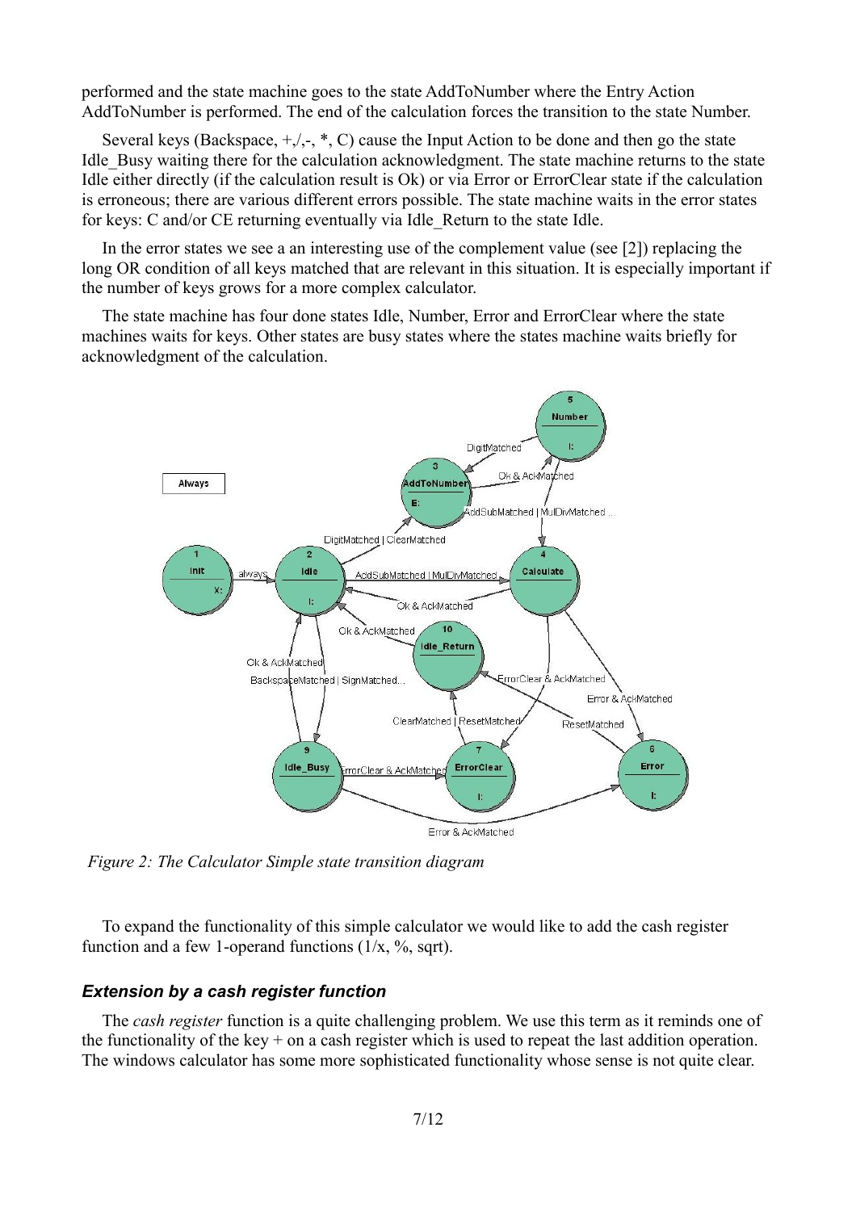performed and the state machine goes to the state AddToNumber where the Entry Action AddToNumber is performed. The end of the calculation forces the transition to the state Number.

Several keys (Backspace, +,/,-, *, C) cause the Input Action to be done and then go the state Idle_Busy waiting there for the calculation acknowledgment. The state machine returns to the state Idle either directly (if the calculation result is Ok) or via Error or ErrorClear state if the calculation is erroneous; there are various different errors possible. The state machine waits in the error states for keys: C and/or CE returning eventually via Idle_Return to the state Idle.

In the error states we see a an interesting use of the complement value (see [2]) replacing the long OR condition of all keys matched that are relevant in this situation. It is especially important if the number of keys grows for a more complex calculator.

The state machine has four done states Idle, Number, Error and ErrorClear where the state machines waits for keys. Other states are busy states where the states machine waits briefly for acknowledgment of the calculation.

*Figure 2: The Calculator Simple state transition diagram*

To expand the functionality of this simple calculator we would like to add the cash register function and a few 1-operand functions (1/x, %, sqrt).

### *Extension by a cash register function*

The *cash register* function is a quite challenging problem. We use this term as it reminds one of the functionality of the key + on a cash register which is used to repeat the last addition operation. The windows calculator has some more sophisticated functionality whose sense is not quite clear.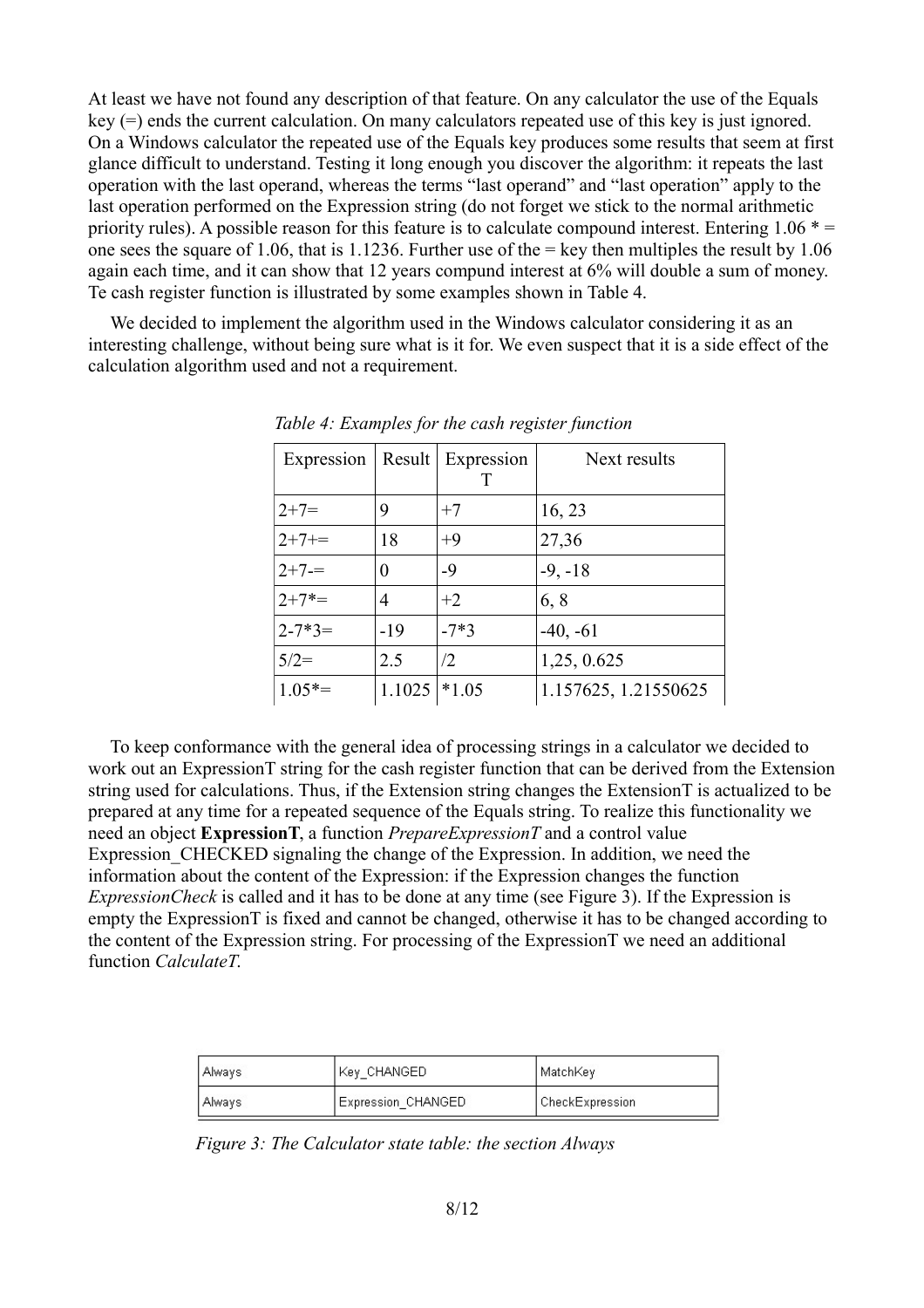At least we have not found any description of that feature. On any calculator the use of the Equals key (=) ends the current calculation. On many calculators repeated use of this key is just ignored. On a Windows calculator the repeated use of the Equals key produces some results that seem at first glance difficult to understand. Testing it long enough you discover the algorithm: it repeats the last operation with the last operand, whereas the terms "last operand" and "last operation" apply to the last operation performed on the Expression string (do not forget we stick to the normal arithmetic priority rules). A possible reason for this feature is to calculate compound interest. Entering 1.06 * = one sees the square of 1.06, that is 1.1236. Further use of the = key then multiples the result by 1.06 again each time, and it can show that 12 years compund interest at 6% will double a sum of money. Te cash register function is illustrated by some examples shown in Table 4.

We decided to implement the algorithm used in the Windows calculator considering it as an interesting challenge, without being sure what is it for. We even suspect that it is a side effect of the calculation algorithm used and not a requirement.

*Table 4: Examples for the cash register function*

| Expression | Result | ExpressionT | Next results |
|---|---|---|---|
| 2+7= | 9 | +7 | 16, 23 |
| 2+7+= | 18 | +9 | 27,36 |
| 2+7-= | 0 | -9 | -9, -18 |
| 2+7*= | 4 | +2 | 6, 8 |
| 2-7*3= | -19 | -7*3 | -40, -61 |
| 5/2= | 2.5 | /2 | 1,25, 0.625 |
| 1.05*= | 1.1025 | *1.05 | 1.157625, 1.21550625 |

To keep conformance with the general idea of processing strings in a calculator we decided to work out an ExpressionT string for the cash register function that can be derived from the Extension string used for calculations. Thus, if the Extension string changes the ExtensionT is actualized to be prepared at any time for a repeated sequence of the Equals string. To realize this functionality we need an object **ExpressionT**, a function *PrepareExpressionT* and a control value Expression_CHECKED signaling the change of the Expression. In addition, we need the information about the content of the Expression: if the Expression changes the function *ExpressionCheck* is called and it has to be done at any time (see Figure 3). If the Expression is empty the ExpressionT is fixed and cannot be changed, otherwise it has to be changed according to the content of the Expression string. For processing of the ExpressionT we need an additional function *CalculateT*.

| Always | Key_CHANGED | MatchKey |
|---|---|---|
| Always | Expression_CHANGED | CheckExpression |

*Figure 3: The Calculator state table: the section Always*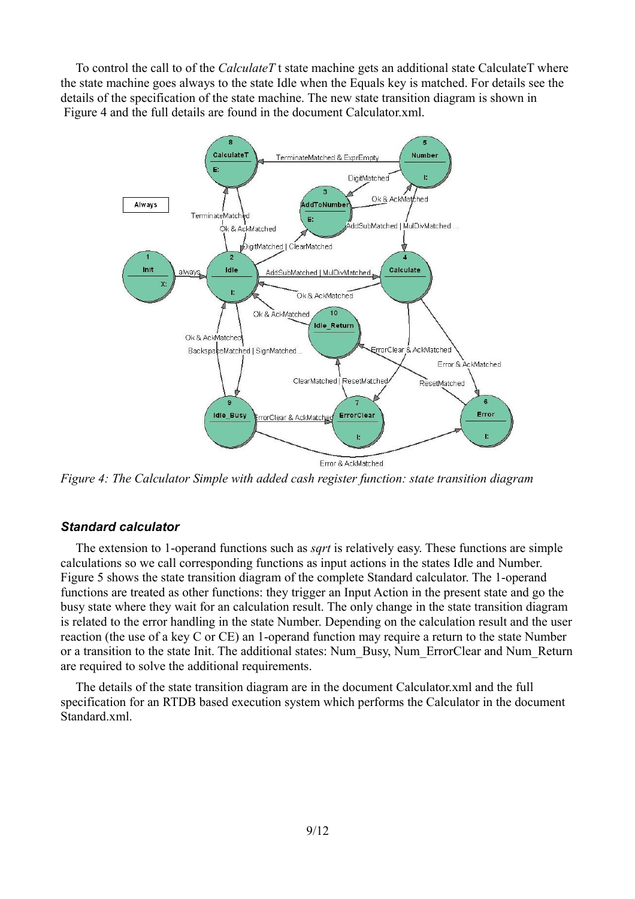To control the call to of the *CalculateT* t state machine gets an additional state CalculateT where the state machine goes always to the state Idle when the Equals key is matched. For details see the details of the specification of the state machine. The new state transition diagram is shown in Figure 4 and the full details are found in the document Calculator.xml.

*Figure 4: The Calculator Simple with added cash register function: state transition diagram*

### *Standard calculator*

The extension to 1-operand functions such as *sqrt* is relatively easy. These functions are simple calculations so we call corresponding functions as input actions in the states Idle and Number. Figure 5 shows the state transition diagram of the complete Standard calculator. The 1-operand functions are treated as other functions: they trigger an Input Action in the present state and go the busy state where they wait for an calculation result. The only change in the state transition diagram is related to the error handling in the state Number. Depending on the calculation result and the user reaction (the use of a key C or CE) an 1-operand function may require a return to the state Number or a transition to the state Init. The additional states: Num_Busy, Num_ErrorClear and Num_Return are required to solve the additional requirements.

The details of the state transition diagram are in the document Calculator.xml and the full specification for an RTDB based execution system which performs the Calculator in the document Standard.xml.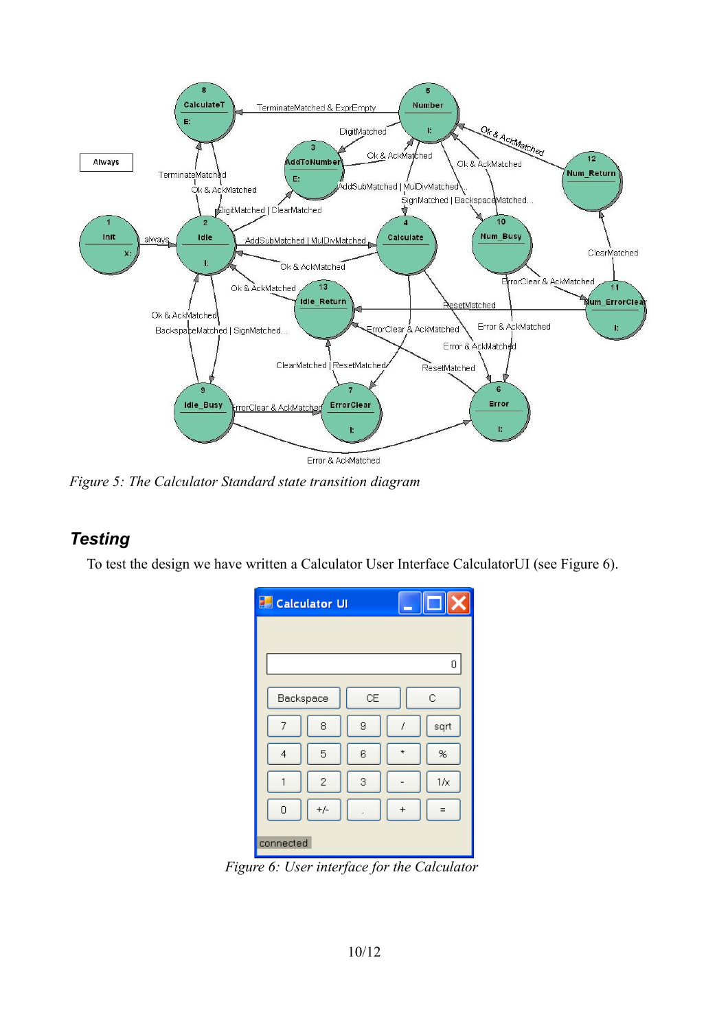*Figure 5: The Calculator Standard state transition diagram*

### Testing

To test the design we have written a Calculator User Interface CalculatorUI (see Figure 6).

*Figure 6: User interface for the Calculator*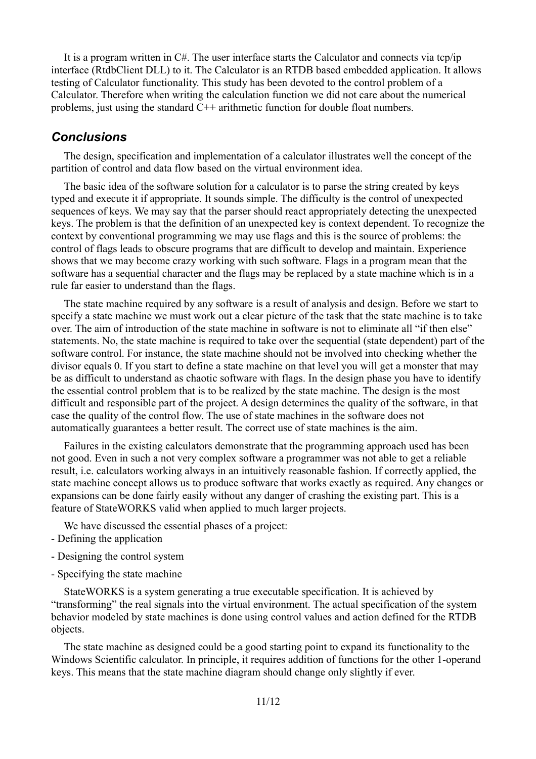It is a program written in C#. The user interface starts the Calculator and connects via tcp/ip interface (RtdbClient DLL) to it. The Calculator is an RTDB based embedded application. It allows testing of Calculator functionality. This study has been devoted to the control problem of a Calculator. Therefore when writing the calculation function we did not care about the numerical problems, just using the standard C++ arithmetic function for double float numbers.

## *Conclusions*

The design, specification and implementation of a calculator illustrates well the concept of the partition of control and data flow based on the virtual environment idea.

The basic idea of the software solution for a calculator is to parse the string created by keys typed and execute it if appropriate. It sounds simple. The difficulty is the control of unexpected sequences of keys. We may say that the parser should react appropriately detecting the unexpected keys. The problem is that the definition of an unexpected key is context dependent. To recognize the context by conventional programming we may use flags and this is the source of problems: the control of flags leads to obscure programs that are difficult to develop and maintain. Experience shows that we may become crazy working with such software. Flags in a program mean that the software has a sequential character and the flags may be replaced by a state machine which is in a rule far easier to understand than the flags.

The state machine required by any software is a result of analysis and design. Before we start to specify a state machine we must work out a clear picture of the task that the state machine is to take over. The aim of introduction of the state machine in software is not to eliminate all "if then else" statements. No, the state machine is required to take over the sequential (state dependent) part of the software control. For instance, the state machine should not be involved into checking whether the divisor equals 0. If you start to define a state machine on that level you will get a monster that may be as difficult to understand as chaotic software with flags. In the design phase you have to identify the essential control problem that is to be realized by the state machine. The design is the most difficult and responsible part of the project. A design determines the quality of the software, in that case the quality of the control flow. The use of state machines in the software does not automatically guarantees a better result. The correct use of state machines is the aim.

Failures in the existing calculators demonstrate that the programming approach used has been not good. Even in such a not very complex software a programmer was not able to get a reliable result, i.e. calculators working always in an intuitively reasonable fashion. If correctly applied, the state machine concept allows us to produce software that works exactly as required. Any changes or expansions can be done fairly easily without any danger of crashing the existing part. This is a feature of StateWORKS valid when applied to much larger projects.

We have discussed the essential phases of a project:

- Defining the application
- Designing the control system
- Specifying the state machine

StateWORKS is a system generating a true executable specification. It is achieved by "transforming" the real signals into the virtual environment. The actual specification of the system behavior modeled by state machines is done using control values and action defined for the RTDB objects.

The state machine as designed could be a good starting point to expand its functionality to the Windows Scientific calculator. In principle, it requires addition of functions for the other 1-operand keys. This means that the state machine diagram should change only slightly if ever.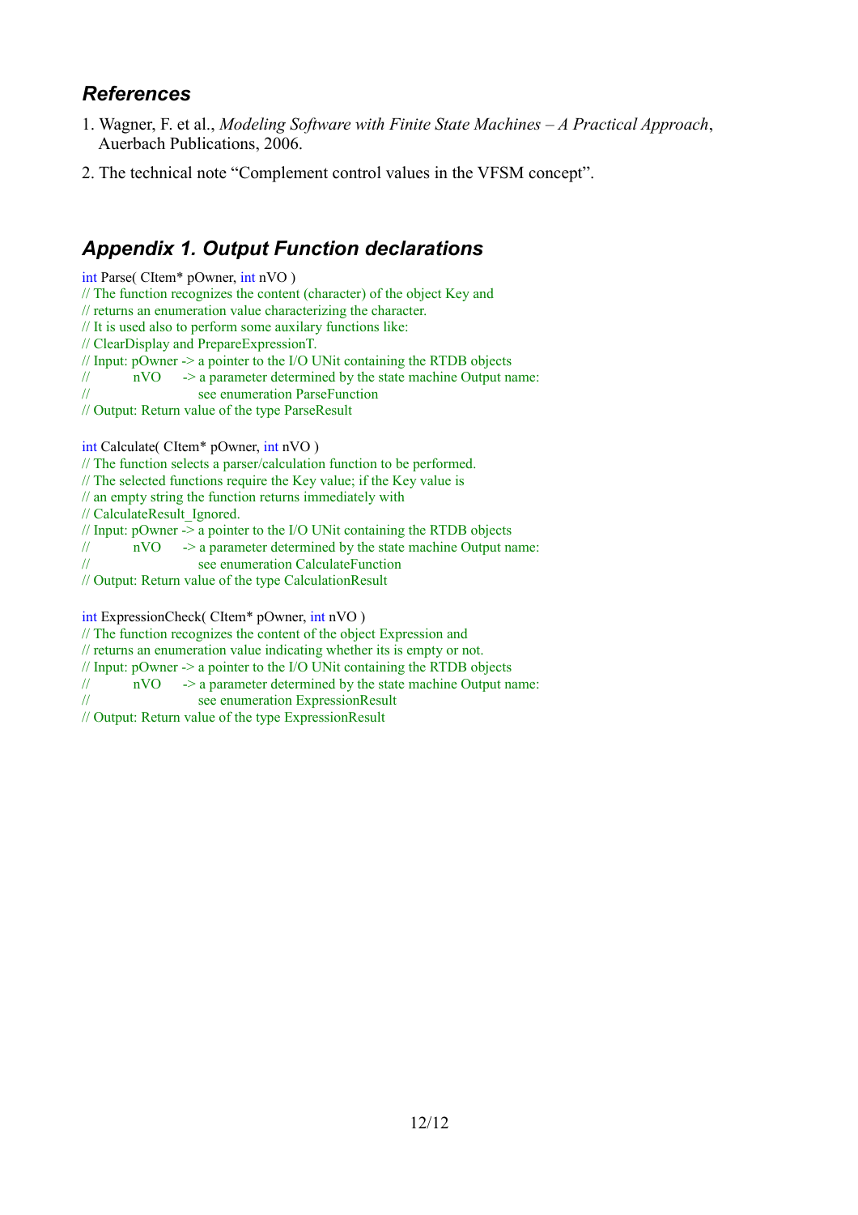## *References*

1. Wagner, F. et al., *Modeling Software with Finite State Machines – A Practical Approach*, Auerbach Publications, 2006.
2. The technical note "Complement control values in the VFSM concept".

## *Appendix 1. Output Function declarations*

```
int Parse( CItem* pOwner, int nVO )
// The function recognizes the content (character) of the object Key and
// returns an enumeration value characterizing the character.
// It is used also to perform some auxilary functions like:
// ClearDisplay and PrepareExpressionT.
// Input: pOwner -> a pointer to the I/O UNit containing the RTDB objects
//        nVO    -> a parameter determined by the state machine Output name:
//                  see enumeration ParseFunction
// Output: Return value of the type ParseResult

int Calculate( CItem* pOwner, int nVO )
// The function selects a parser/calculation function to be performed.
// The selected functions require the Key value; if the Key value is
// an empty string the function returns immediately with
// CalculateResult_Ignored.
// Input: pOwner -> a pointer to the I/O UNit containing the RTDB objects
//        nVO    -> a parameter determined by the state machine Output name:
//                  see enumeration CalculateFunction
// Output: Return value of the type CalculationResult

int ExpressionCheck( CItem* pOwner, int nVO )
// The function recognizes the content of the object Expression and
// returns an enumeration value indicating whether its is empty or not.
// Input: pOwner -> a pointer to the I/O UNit containing the RTDB objects
//        nVO    -> a parameter determined by the state machine Output name:
//                  see enumeration ExpressionResult
// Output: Return value of the type ExpressionResult
```